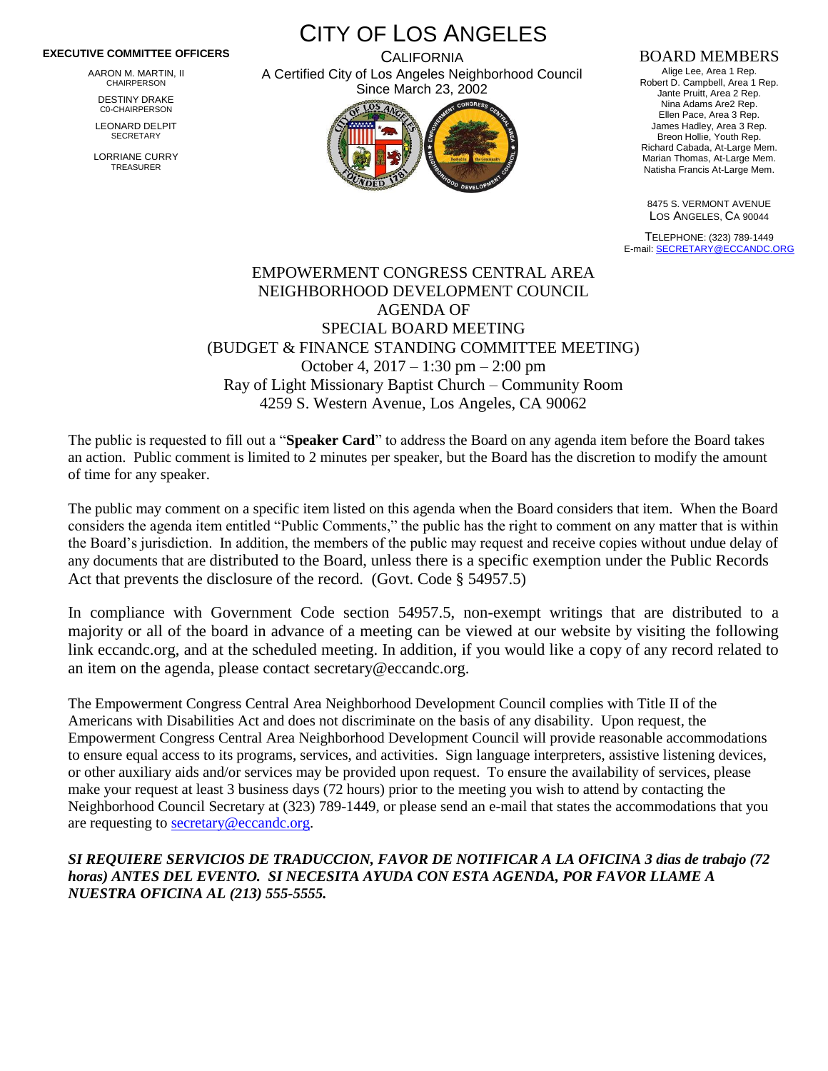**EXECUTIVE COMMITTEE OFFICERS**

AARON M. MARTIN, II
CHAIRPERSON

DESTINY DRAKE
C0-CHAIRPERSON

LEONARD DELPIT
SECRETARY

LORRIANE CURRY
TREASURER

# CITY OF LOS ANGELES

CALIFORNIA
A Certified City of Los Angeles Neighborhood Council
Since March 23, 2002

## BOARD MEMBERS

Alige Lee, Area 1 Rep.
Robert D. Campbell, Area 1 Rep.
Jante Pruitt, Area 2 Rep.
Nina Adams Are2 Rep.
Ellen Pace, Area 3 Rep.
James Hadley, Area 3 Rep.
Breon Hollie, Youth Rep.
Richard Cabada, At-Large Mem.
Marian Thomas, At-Large Mem.
Natisha Francis At-Large Mem.

8475 S. VERMONT AVENUE
LOS ANGELES, CA 90044

TELEPHONE: (323) 789-1449
E-mail: SECRETARY@ECCANDC.ORG

EMPOWERMENT CONGRESS CENTRAL AREA
NEIGHBORHOOD DEVELOPMENT COUNCIL
AGENDA OF
SPECIAL BOARD MEETING
(BUDGET & FINANCE STANDING COMMITTEE MEETING)
October 4, 2017 – 1:30 pm – 2:00 pm
Ray of Light Missionary Baptist Church – Community Room
4259 S. Western Avenue, Los Angeles, CA 90062

The public is requested to fill out a "**Speaker Card**" to address the Board on any agenda item before the Board takes an action. Public comment is limited to 2 minutes per speaker, but the Board has the discretion to modify the amount of time for any speaker.

The public may comment on a specific item listed on this agenda when the Board considers that item. When the Board considers the agenda item entitled "Public Comments," the public has the right to comment on any matter that is within the Board's jurisdiction. In addition, the members of the public may request and receive copies without undue delay of any documents that are distributed to the Board, unless there is a specific exemption under the Public Records Act that prevents the disclosure of the record. (Govt. Code § 54957.5)

In compliance with Government Code section 54957.5, non-exempt writings that are distributed to a majority or all of the board in advance of a meeting can be viewed at our website by visiting the following link eccandc.org, and at the scheduled meeting. In addition, if you would like a copy of any record related to an item on the agenda, please contact secretary@eccandc.org.

The Empowerment Congress Central Area Neighborhood Development Council complies with Title II of the Americans with Disabilities Act and does not discriminate on the basis of any disability. Upon request, the Empowerment Congress Central Area Neighborhood Development Council will provide reasonable accommodations to ensure equal access to its programs, services, and activities. Sign language interpreters, assistive listening devices, or other auxiliary aids and/or services may be provided upon request. To ensure the availability of services, please make your request at least 3 business days (72 hours) prior to the meeting you wish to attend by contacting the Neighborhood Council Secretary at (323) 789-1449, or please send an e-mail that states the accommodations that you are requesting to secretary@eccandc.org.

***SI REQUIERE SERVICIOS DE TRADUCCION, FAVOR DE NOTIFICAR A LA OFICINA 3 dias de trabajo (72 horas) ANTES DEL EVENTO. SI NECESITA AYUDA CON ESTA AGENDA, POR FAVOR LLAME A NUESTRA OFICINA AL (213) 555-5555.***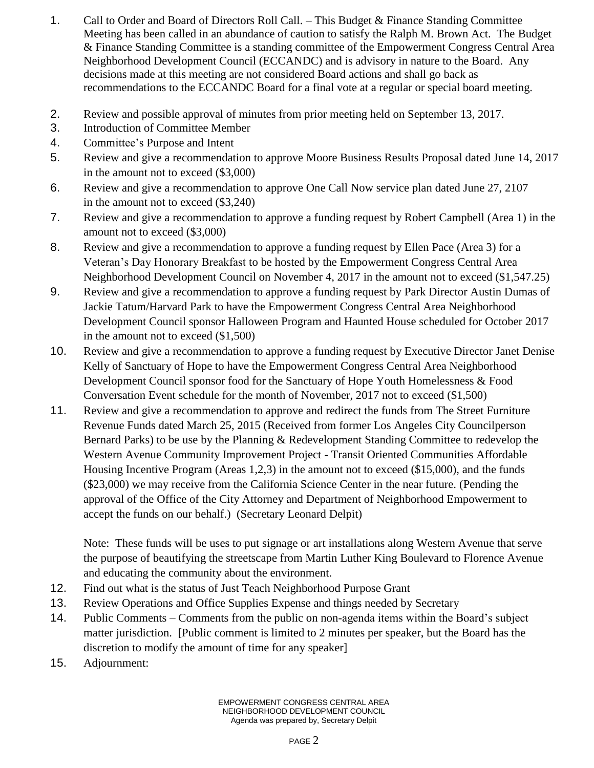1. Call to Order and Board of Directors Roll Call. – This Budget & Finance Standing Committee Meeting has been called in an abundance of caution to satisfy the Ralph M. Brown Act. The Budget & Finance Standing Committee is a standing committee of the Empowerment Congress Central Area Neighborhood Development Council (ECCANDC) and is advisory in nature to the Board. Any decisions made at this meeting are not considered Board actions and shall go back as recommendations to the ECCANDC Board for a final vote at a regular or special board meeting.
2. Review and possible approval of minutes from prior meeting held on September 13, 2017.
3. Introduction of Committee Member
4. Committee's Purpose and Intent
5. Review and give a recommendation to approve Moore Business Results Proposal dated June 14, 2017 in the amount not to exceed ($3,000)
6. Review and give a recommendation to approve One Call Now service plan dated June 27, 2107 in the amount not to exceed ($3,240)
7. Review and give a recommendation to approve a funding request by Robert Campbell (Area 1) in the amount not to exceed ($3,000)
8. Review and give a recommendation to approve a funding request by Ellen Pace (Area 3) for a Veteran's Day Honorary Breakfast to be hosted by the Empowerment Congress Central Area Neighborhood Development Council on November 4, 2017 in the amount not to exceed ($1,547.25)
9. Review and give a recommendation to approve a funding request by Park Director Austin Dumas of Jackie Tatum/Harvard Park to have the Empowerment Congress Central Area Neighborhood Development Council sponsor Halloween Program and Haunted House scheduled for October 2017 in the amount not to exceed ($1,500)
10. Review and give a recommendation to approve a funding request by Executive Director Janet Denise Kelly of Sanctuary of Hope to have the Empowerment Congress Central Area Neighborhood Development Council sponsor food for the Sanctuary of Hope Youth Homelessness & Food Conversation Event schedule for the month of November, 2017 not to exceed ($1,500)
11. Review and give a recommendation to approve and redirect the funds from The Street Furniture Revenue Funds dated March 25, 2015 (Received from former Los Angeles City Councilperson Bernard Parks) to be use by the Planning & Redevelopment Standing Committee to redevelop the Western Avenue Community Improvement Project - Transit Oriented Communities Affordable Housing Incentive Program (Areas 1,2,3) in the amount not to exceed ($15,000), and the funds ($23,000) we may receive from the California Science Center in the near future. (Pending the approval of the Office of the City Attorney and Department of Neighborhood Empowerment to accept the funds on our behalf.) (Secretary Leonard Delpit)

    Note: These funds will be uses to put signage or art installations along Western Avenue that serve the purpose of beautifying the streetscape from Martin Luther King Boulevard to Florence Avenue and educating the community about the environment.
12. Find out what is the status of Just Teach Neighborhood Purpose Grant
13. Review Operations and Office Supplies Expense and things needed by Secretary
14. Public Comments – Comments from the public on non-agenda items within the Board's subject matter jurisdiction. [Public comment is limited to 2 minutes per speaker, but the Board has the discretion to modify the amount of time for any speaker]
15. Adjournment:

EMPOWERMENT CONGRESS CENTRAL AREA
NEIGHBORHOOD DEVELOPMENT COUNCIL
Agenda was prepared by, Secretary Delpit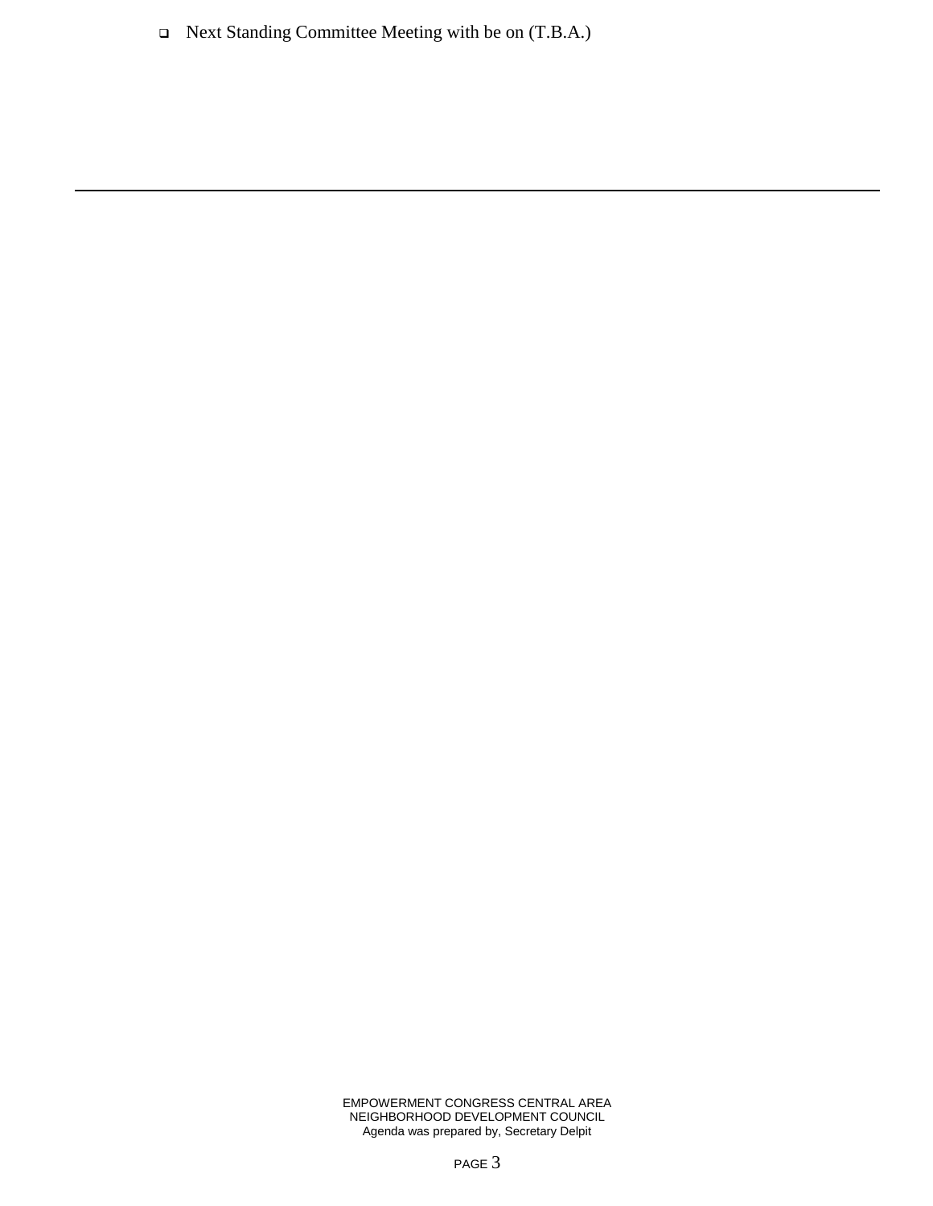- Next Standing Committee Meeting with be on (T.B.A.)

---

EMPOWERMENT CONGRESS CENTRAL AREA
NEIGHBORHOOD DEVELOPMENT COUNCIL
Agenda was prepared by, Secretary Delpit